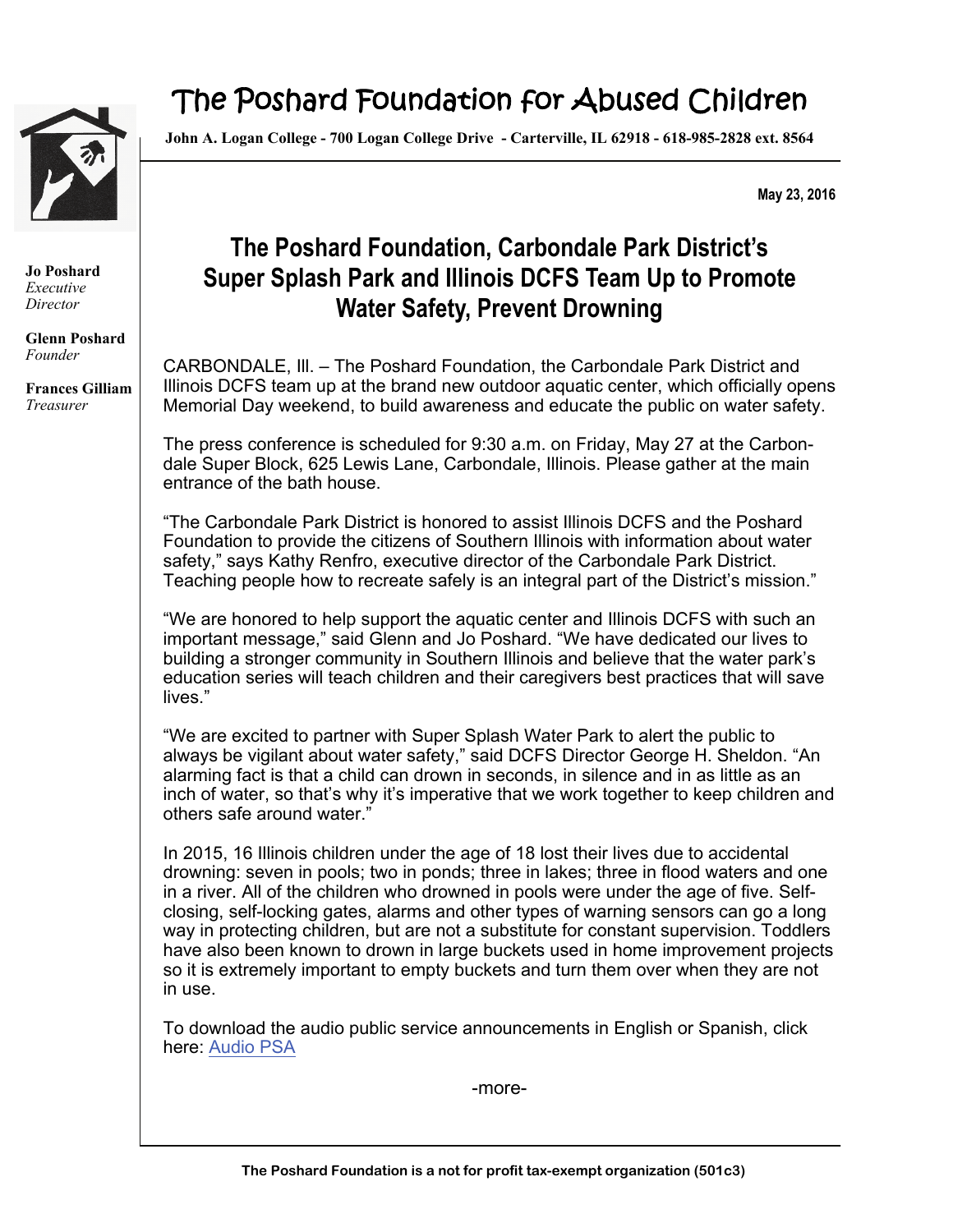# The Poshard Foundation for Abused Children

**John A. Logan College - 700 Logan College Drive - Carterville, IL 62918 - 618-985-2828 ext. 8564**

**Jo Poshard**
*Executive Director*

**Glenn Poshard**
*Founder*

**Frances Gilliam**
*Treasurer*

**May 23, 2016**

## The Poshard Foundation, Carbondale Park District's Super Splash Park and Illinois DCFS Team Up to Promote Water Safety, Prevent Drowning

CARBONDALE, Ill. – The Poshard Foundation, the Carbondale Park District and Illinois DCFS team up at the brand new outdoor aquatic center, which officially opens Memorial Day weekend, to build awareness and educate the public on water safety.

The press conference is scheduled for 9:30 a.m. on Friday, May 27 at the Carbondale Super Block, 625 Lewis Lane, Carbondale, Illinois. Please gather at the main entrance of the bath house.

"The Carbondale Park District is honored to assist Illinois DCFS and the Poshard Foundation to provide the citizens of Southern Illinois with information about water safety," says Kathy Renfro, executive director of the Carbondale Park District. Teaching people how to recreate safely is an integral part of the District's mission."

"We are honored to help support the aquatic center and Illinois DCFS with such an important message," said Glenn and Jo Poshard. "We have dedicated our lives to building a stronger community in Southern Illinois and believe that the water park's education series will teach children and their caregivers best practices that will save lives."

"We are excited to partner with Super Splash Water Park to alert the public to always be vigilant about water safety," said DCFS Director George H. Sheldon. "An alarming fact is that a child can drown in seconds, in silence and in as little as an inch of water, so that's why it's imperative that we work together to keep children and others safe around water."

In 2015, 16 Illinois children under the age of 18 lost their lives due to accidental drowning: seven in pools; two in ponds; three in lakes; three in flood waters and one in a river. All of the children who drowned in pools were under the age of five. Self-closing, self-locking gates, alarms and other types of warning sensors can go a long way in protecting children, but are not a substitute for constant supervision. Toddlers have also been known to drown in large buckets used in home improvement projects so it is extremely important to empty buckets and turn them over when they are not in use.

To download the audio public service announcements in English or Spanish, click here: Audio PSA

-more-

**The Poshard Foundation is a not for profit tax-exempt organization (501c3)**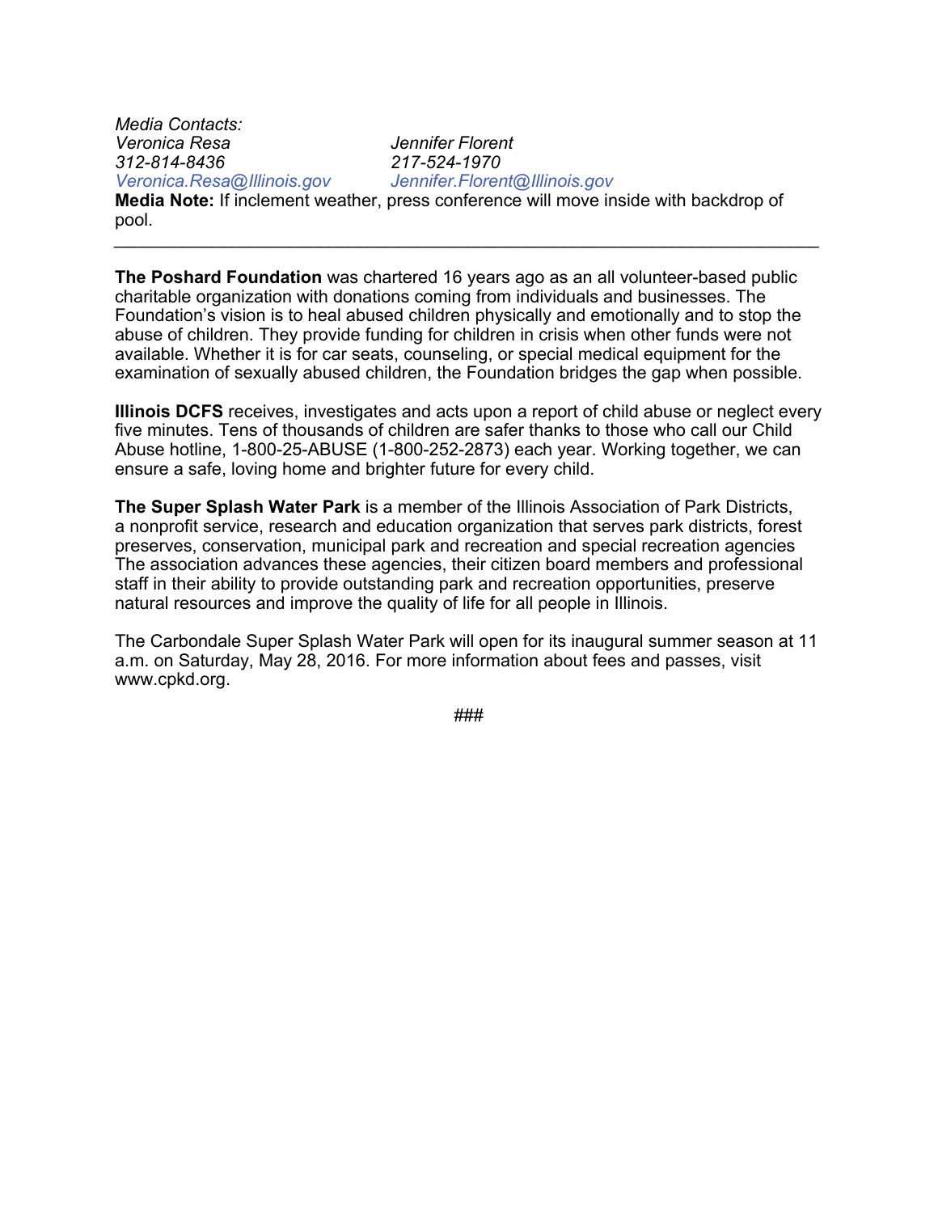*Media Contacts:*

*Veronica Resa*
*312-814-8436*
*Veronica.Resa@Illinois.gov*

*Jennifer Florent*
*217-524-1970*
*Jennifer.Florent@Illinois.gov*

**Media Note:** If inclement weather, press conference will move inside with backdrop of pool.

---

**The Poshard Foundation** was chartered 16 years ago as an all volunteer-based public charitable organization with donations coming from individuals and businesses. The Foundation's vision is to heal abused children physically and emotionally and to stop the abuse of children. They provide funding for children in crisis when other funds were not available. Whether it is for car seats, counseling, or special medical equipment for the examination of sexually abused children, the Foundation bridges the gap when possible.

**Illinois DCFS** receives, investigates and acts upon a report of child abuse or neglect every five minutes. Tens of thousands of children are safer thanks to those who call our Child Abuse hotline, 1-800-25-ABUSE (1-800-252-2873) each year. Working together, we can ensure a safe, loving home and brighter future for every child.

**The Super Splash Water Park** is a member of the Illinois Association of Park Districts, a nonprofit service, research and education organization that serves park districts, forest preserves, conservation, municipal park and recreation and special recreation agencies The association advances these agencies, their citizen board members and professional staff in their ability to provide outstanding park and recreation opportunities, preserve natural resources and improve the quality of life for all people in Illinois.

The Carbondale Super Splash Water Park will open for its inaugural summer season at 11 a.m. on Saturday, May 28, 2016. For more information about fees and passes, visit www.cpkd.org.

###